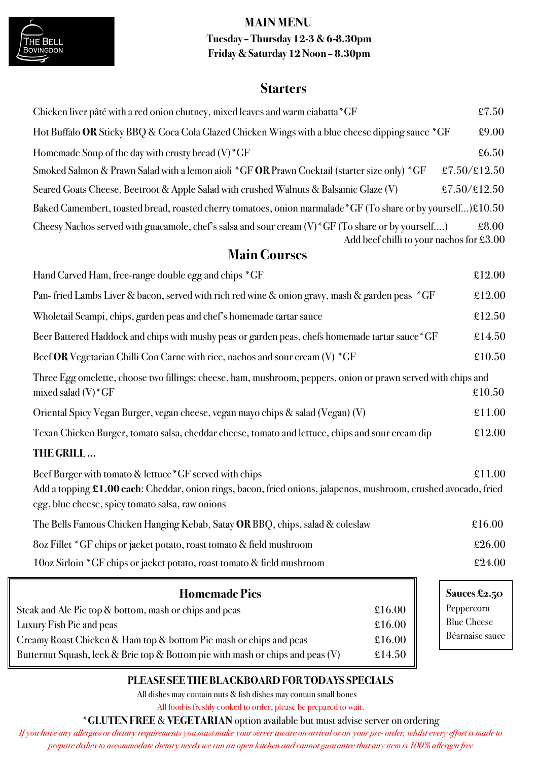THE BELL
BOVINGDON

# MAIN MENU

**Tuesday – Thursday 12-3 & 6-8.30pm**
**Friday & Saturday 12 Noon – 8.30pm**

## Starters

| Item | Price |
|---|---|
| Chicken liver pâté with a red onion chutney, mixed leaves and warm ciabatta *GF | £7.50 |
| Hot Buffalo **OR** Sticky BBQ & Coca Cola Glazed Chicken Wings with a blue cheese dipping sauce *GF | £9.00 |
| Homemade Soup of the day with crusty bread (V) *GF | £6.50 |
| Smoked Salmon & Prawn Salad with a lemon aioli *GF **OR** Prawn Cocktail (starter size only) *GF | £7.50/£12.50 |
| Seared Goats Cheese, Beetroot & Apple Salad with crushed Walnuts & Balsamic Glaze (V) | £7.50/£12.50 |
| Baked Camembert, toasted bread, roasted cherry tomatoes, onion marmalade *GF (To share or by yourself…) | £10.50 |
| Cheesy Nachos served with guacamole, chef's salsa and sour cream (V) *GF (To share or by yourself….) | £8.00 |

Add beef chilli to your nachos for £3.00

## Main Courses

| Item | Price |
|---|---|
| Hand Carved Ham, free-range double egg and chips *GF | £12.00 |
| Pan- fried Lambs Liver & bacon, served with rich red wine & onion gravy, mash & garden peas *GF | £12.00 |
| Wholetail Scampi, chips, garden peas and chef's homemade tartar sauce | £12.50 |
| Beer Battered Haddock and chips with mushy peas or garden peas, chefs homemade tartar sauce *GF | £14.50 |
| Beef **OR** Vegetarian Chilli Con Carne with rice, nachos and sour cream (V) *GF | £10.50 |
| Three Egg omelette, choose two fillings: cheese, ham, mushroom, peppers, onion or prawn served with chips and mixed salad (V) *GF | £10.50 |
| Oriental Spicy Vegan Burger, vegan cheese, vegan mayo chips & salad (Vegan) (V) | £11.00 |
| Texan Chicken Burger, tomato salsa, cheddar cheese, tomato and lettuce, chips and sour cream dip | £12.00 |

### THE GRILL…

| Item | Price |
|---|---|
| Beef Burger with tomato & lettuce *GF served with chips | £11.00 |

Add a topping **£1.00 each**: Cheddar, onion rings, bacon, fried onions, jalapenos, mushroom, crushed avocado, fried egg, blue cheese, spicy tomato salsa, raw onions

| Item | Price |
|---|---|
| The Bells Famous Chicken Hanging Kebab, Satay **OR** BBQ, chips, salad & coleslaw | £16.00 |
| 8oz Fillet *GF chips or jacket potato, roast tomato & field mushroom | £26.00 |
| 10oz Sirloin *GF chips or jacket potato, roast tomato & field mushroom | £24.00 |

## Homemade Pies

| Item | Price |
|---|---|
| Steak and Ale Pie top & bottom, mash or chips and peas | £16.00 |
| Luxury Fish Pie and peas | £16.00 |
| Creamy Roast Chicken & Ham top & bottom Pie mash or chips and peas | £16.00 |
| Butternut Squash, leek & Brie top & Bottom pie with mash or chips and peas (V) | £14.50 |

**Sauces £2.50**

- Peppercorn
- Blue Cheese
- Béarnaise sauce

**PLEASE SEE THE BLACKBOARD FOR TODAYS SPECIALS**

All dishes may contain nuts & fish dishes may contain small bones

All food is freshly cooked to order, please be prepared to wait.

***GLUTEN FREE** & **VEGETARIAN** option available but must advise server on ordering

*If you have any allergies or dietary requirements you must make your server aware on arrival or on your pre- order, whilst every effort is made to prepare dishes to accommodate dietary needs we run an open kitchen and cannot guarantee that any item is 100% allergen free*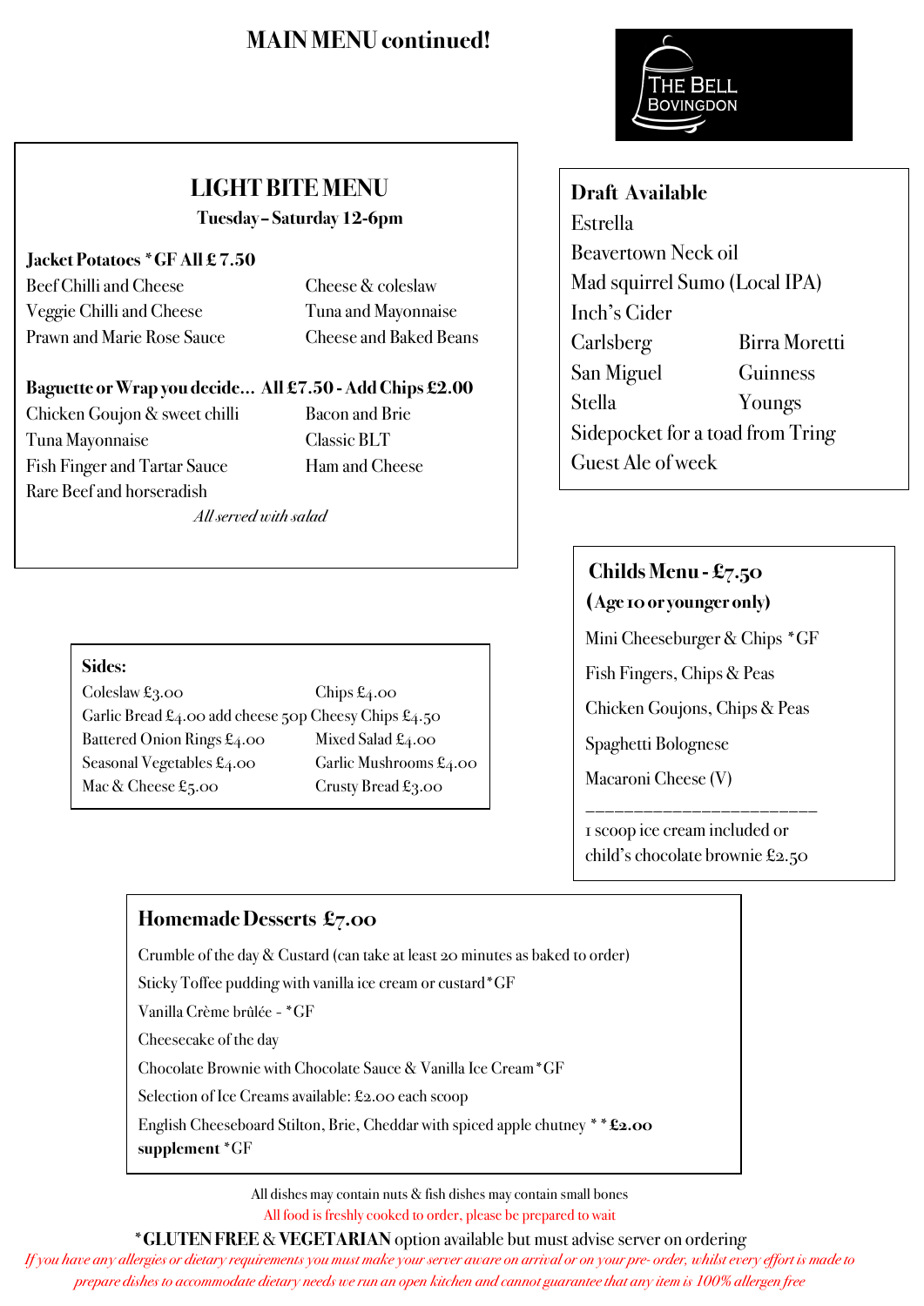# MAIN MENU continued!

THE BELL
BOVINGDON

## LIGHT BITE MENU

**Tuesday – Saturday 12-6pm**

**Jacket Potatoes *GF All £ 7.50**

Beef Chilli and Cheese
Veggie Chilli and Cheese
Prawn and Marie Rose Sauce
Cheese & coleslaw
Tuna and Mayonnaise
Cheese and Baked Beans

**Baguette or Wrap you decide… All £7.50 - Add Chips £2.00**

Chicken Goujon & sweet chilli
Tuna Mayonnaise
Fish Finger and Tartar Sauce
Rare Beef and horseradish
Bacon and Brie
Classic BLT
Ham and Cheese

*All served with salad*

## Draft Available

Estrella
Beavertown Neck oil
Mad squirrel Sumo (Local IPA)
Inch's Cider
Carlsberg
Birra Moretti
San Miguel
Guinness
Stella
Youngs
Sidepocket for a toad from Tring
Guest Ale of week

## Sides:

Coleslaw £3.00
Chips £4.00
Garlic Bread £4.00 add cheese 50p
Cheesy Chips £4.50
Battered Onion Rings £4.00
Mixed Salad £4.00
Seasonal Vegetables £4.00
Garlic Mushrooms £4.00
Mac & Cheese £5.00
Crusty Bread £3.00

## Childs Menu - £7.50

**(Age 10 or younger only)**

Mini Cheeseburger & Chips *GF
Fish Fingers, Chips & Peas
Chicken Goujons, Chips & Peas
Spaghetti Bolognese
Macaroni Cheese (V)

_______________________

1 scoop ice cream included or child's chocolate brownie £2.50

## Homemade Desserts £7.00

Crumble of the day & Custard (can take at least 20 minutes as baked to order)
Sticky Toffee pudding with vanilla ice cream or custard *GF
Vanilla Crème brûlée - *GF
Cheesecake of the day
Chocolate Brownie with Chocolate Sauce & Vanilla Ice Cream *GF
Selection of Ice Creams available: £2.00 each scoop
English Cheeseboard Stilton, Brie, Cheddar with spiced apple chutney ** **£2.00 supplement** *GF

All dishes may contain nuts & fish dishes may contain small bones

All food is freshly cooked to order, please be prepared to wait

***GLUTEN FREE & VEGETARIAN** option available but must advise server on ordering

*If you have any allergies or dietary requirements you must make your server aware on arrival or on your pre- order, whilst every effort is made to prepare dishes to accommodate dietary needs we run an open kitchen and cannot guarantee that any item is 100% allergen free*